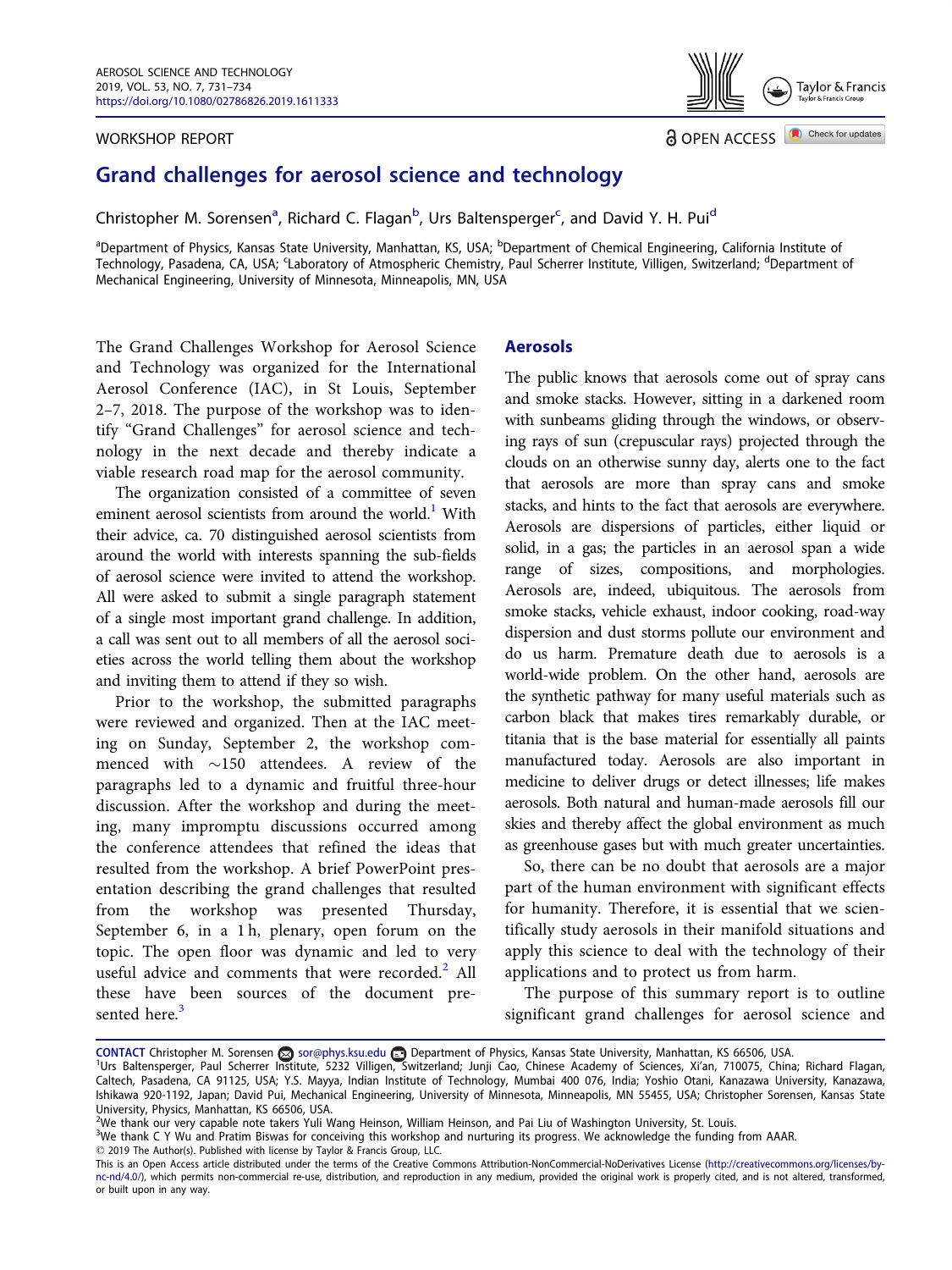WORKSHOP REPORT

OPEN ACCESS

# Grand challenges for aerosol science and technology

Christopher M. Sorensen[a], Richard C. Flagan[b], Urs Baltensperger[c], and David Y. H. Pui[d]

[a]Department of Physics, Kansas State University, Manhattan, KS, USA; [b]Department of Chemical Engineering, California Institute of Technology, Pasadena, CA, USA; [c]Laboratory of Atmospheric Chemistry, Paul Scherrer Institute, Villigen, Switzerland; [d]Department of Mechanical Engineering, University of Minnesota, Minneapolis, MN, USA

The Grand Challenges Workshop for Aerosol Science and Technology was organized for the International Aerosol Conference (IAC), in St Louis, September 2–7, 2018. The purpose of the workshop was to identify "Grand Challenges" for aerosol science and technology in the next decade and thereby indicate a viable research road map for the aerosol community.

The organization consisted of a committee of seven eminent aerosol scientists from around the world.[1] With their advice, ca. 70 distinguished aerosol scientists from around the world with interests spanning the sub-fields of aerosol science were invited to attend the workshop. All were asked to submit a single paragraph statement of a single most important grand challenge. In addition, a call was sent out to all members of all the aerosol societies across the world telling them about the workshop and inviting them to attend if they so wish.

Prior to the workshop, the submitted paragraphs were reviewed and organized. Then at the IAC meeting on Sunday, September 2, the workshop commenced with ∼150 attendees. A review of the paragraphs led to a dynamic and fruitful three-hour discussion. After the workshop and during the meeting, many impromptu discussions occurred among the conference attendees that refined the ideas that resulted from the workshop. A brief PowerPoint presentation describing the grand challenges that resulted from the workshop was presented Thursday, September 6, in a 1 h, plenary, open forum on the topic. The open floor was dynamic and led to very useful advice and comments that were recorded.[2] All these have been sources of the document presented here.[3]

## Aerosols

The public knows that aerosols come out of spray cans and smoke stacks. However, sitting in a darkened room with sunbeams gliding through the windows, or observing rays of sun (crepuscular rays) projected through the clouds on an otherwise sunny day, alerts one to the fact that aerosols are more than spray cans and smoke stacks, and hints to the fact that aerosols are everywhere. Aerosols are dispersions of particles, either liquid or solid, in a gas; the particles in an aerosol span a wide range of sizes, compositions, and morphologies. Aerosols are, indeed, ubiquitous. The aerosols from smoke stacks, vehicle exhaust, indoor cooking, road-way dispersion and dust storms pollute our environment and do us harm. Premature death due to aerosols is a world-wide problem. On the other hand, aerosols are the synthetic pathway for many useful materials such as carbon black that makes tires remarkably durable, or titania that is the base material for essentially all paints manufactured today. Aerosols are also important in medicine to deliver drugs or detect illnesses; life makes aerosols. Both natural and human-made aerosols fill our skies and thereby affect the global environment as much as greenhouse gases but with much greater uncertainties.

So, there can be no doubt that aerosols are a major part of the human environment with significant effects for humanity. Therefore, it is essential that we scientifically study aerosols in their manifold situations and apply this science to deal with the technology of their applications and to protect us from harm.

The purpose of this summary report is to outline significant grand challenges for aerosol science and

---

CONTACT Christopher M. Sorensen sor@phys.ksu.edu Department of Physics, Kansas State University, Manhattan, KS 66506, USA.

[1]Urs Baltensperger, Paul Scherrer Institute, 5232 Villigen, Switzerland; Junji Cao, Chinese Academy of Sciences, Xi'an, 710075, China; Richard Flagan, Caltech, Pasadena, CA 91125, USA; Y.S. Mayya, Indian Institute of Technology, Mumbai 400 076, India; Yoshio Otani, Kanazawa University, Kanazawa, Ishikawa 920-1192, Japan; David Pui, Mechanical Engineering, University of Minnesota, Minneapolis, MN 55455, USA; Christopher Sorensen, Kansas State University, Physics, Manhattan, KS 66506, USA.

[2]We thank our very capable note takers Yuli Wang Heinson, William Heinson, and Pai Liu of Washington University, St. Louis.

[3]We thank C Y Wu and Pratim Biswas for conceiving this workshop and nurturing its progress. We acknowledge the funding from AAAR.

© 2019 The Author(s). Published with license by Taylor & Francis Group, LLC.

This is an Open Access article distributed under the terms of the Creative Commons Attribution-NonCommercial-NoDerivatives License (http://creativecommons.org/licenses/by-nc-nd/4.0/), which permits non-commercial re-use, distribution, and reproduction in any medium, provided the original work is properly cited, and is not altered, transformed, or built upon in any way.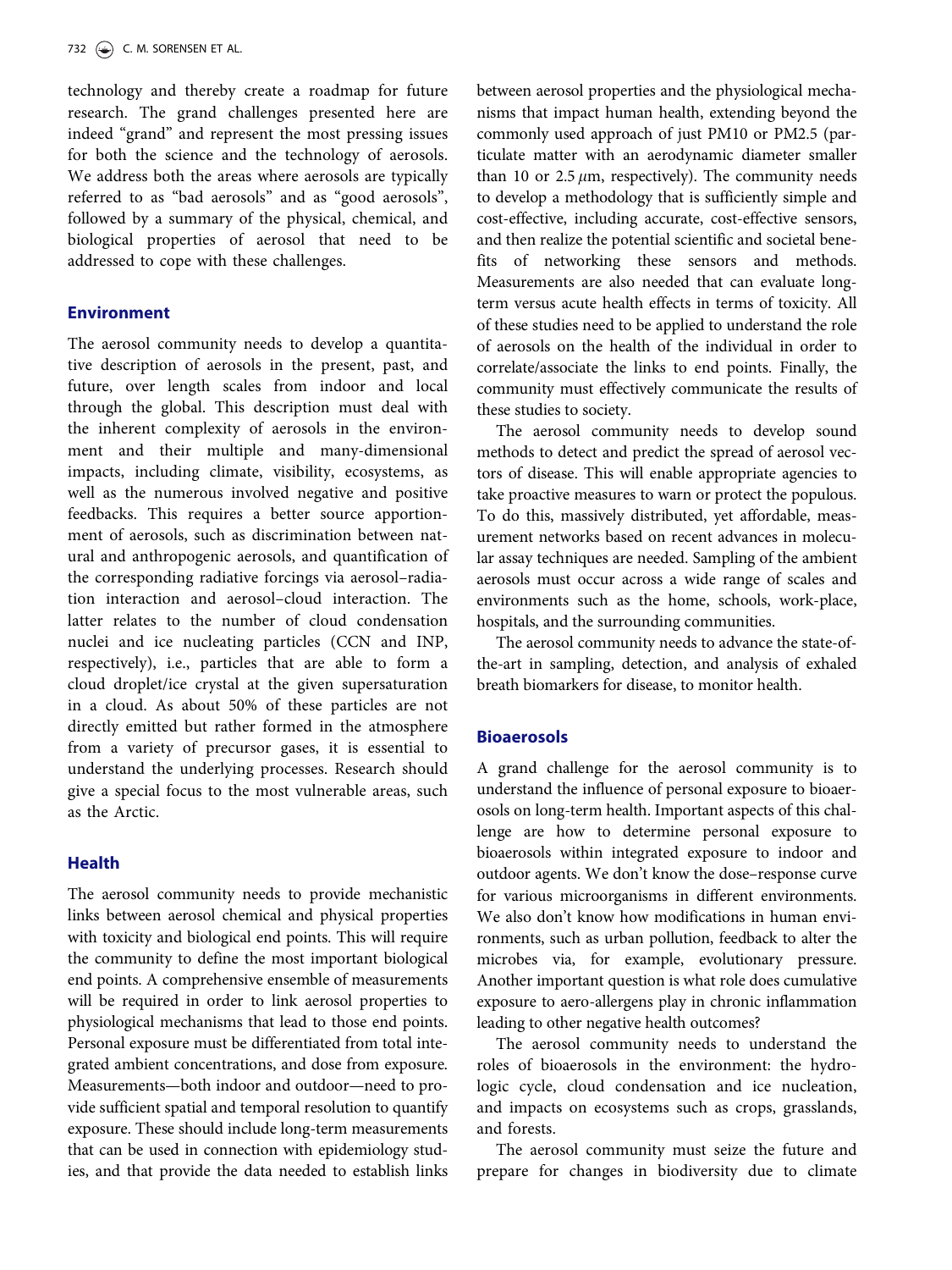technology and thereby create a roadmap for future research. The grand challenges presented here are indeed "grand" and represent the most pressing issues for both the science and the technology of aerosols. We address both the areas where aerosols are typically referred to as "bad aerosols" and as "good aerosols", followed by a summary of the physical, chemical, and biological properties of aerosol that need to be addressed to cope with these challenges.

## Environment

The aerosol community needs to develop a quantitative description of aerosols in the present, past, and future, over length scales from indoor and local through the global. This description must deal with the inherent complexity of aerosols in the environment and their multiple and many-dimensional impacts, including climate, visibility, ecosystems, as well as the numerous involved negative and positive feedbacks. This requires a better source apportionment of aerosols, such as discrimination between natural and anthropogenic aerosols, and quantification of the corresponding radiative forcings via aerosol–radiation interaction and aerosol–cloud interaction. The latter relates to the number of cloud condensation nuclei and ice nucleating particles (CCN and INP, respectively), i.e., particles that are able to form a cloud droplet/ice crystal at the given supersaturation in a cloud. As about 50% of these particles are not directly emitted but rather formed in the atmosphere from a variety of precursor gases, it is essential to understand the underlying processes. Research should give a special focus to the most vulnerable areas, such as the Arctic.

## Health

The aerosol community needs to provide mechanistic links between aerosol chemical and physical properties with toxicity and biological end points. This will require the community to define the most important biological end points. A comprehensive ensemble of measurements will be required in order to link aerosol properties to physiological mechanisms that lead to those end points. Personal exposure must be differentiated from total integrated ambient concentrations, and dose from exposure. Measurements—both indoor and outdoor—need to provide sufficient spatial and temporal resolution to quantify exposure. These should include long-term measurements that can be used in connection with epidemiology studies, and that provide the data needed to establish links between aerosol properties and the physiological mechanisms that impact human health, extending beyond the commonly used approach of just PM10 or PM2.5 (particulate matter with an aerodynamic diameter smaller than 10 or 2.5 $\mu$m, respectively). The community needs to develop a methodology that is sufficiently simple and cost-effective, including accurate, cost-effective sensors, and then realize the potential scientific and societal benefits of networking these sensors and methods. Measurements are also needed that can evaluate long-term versus acute health effects in terms of toxicity. All of these studies need to be applied to understand the role of aerosols on the health of the individual in order to correlate/associate the links to end points. Finally, the community must effectively communicate the results of these studies to society.

The aerosol community needs to develop sound methods to detect and predict the spread of aerosol vectors of disease. This will enable appropriate agencies to take proactive measures to warn or protect the populous. To do this, massively distributed, yet affordable, measurement networks based on recent advances in molecular assay techniques are needed. Sampling of the ambient aerosols must occur across a wide range of scales and environments such as the home, schools, work-place, hospitals, and the surrounding communities.

The aerosol community needs to advance the state-of-the-art in sampling, detection, and analysis of exhaled breath biomarkers for disease, to monitor health.

## Bioaerosols

A grand challenge for the aerosol community is to understand the influence of personal exposure to bioaerosols on long-term health. Important aspects of this challenge are how to determine personal exposure to bioaerosols within integrated exposure to indoor and outdoor agents. We don't know the dose–response curve for various microorganisms in different environments. We also don't know how modifications in human environments, such as urban pollution, feedback to alter the microbes via, for example, evolutionary pressure. Another important question is what role does cumulative exposure to aero-allergens play in chronic inflammation leading to other negative health outcomes?

The aerosol community needs to understand the roles of bioaerosols in the environment: the hydrologic cycle, cloud condensation and ice nucleation, and impacts on ecosystems such as crops, grasslands, and forests.

The aerosol community must seize the future and prepare for changes in biodiversity due to climate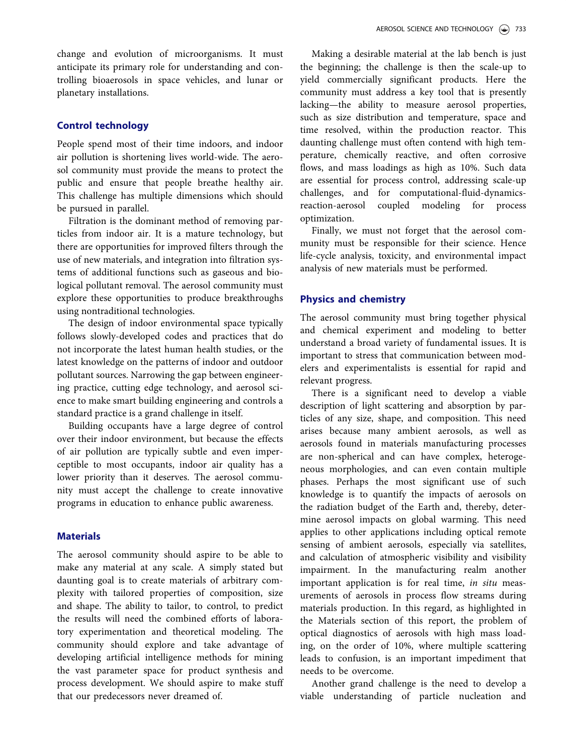change and evolution of microorganisms. It must anticipate its primary role for understanding and controlling bioaerosols in space vehicles, and lunar or planetary installations.

## Control technology

People spend most of their time indoors, and indoor air pollution is shortening lives world-wide. The aerosol community must provide the means to protect the public and ensure that people breathe healthy air. This challenge has multiple dimensions which should be pursued in parallel.

Filtration is the dominant method of removing particles from indoor air. It is a mature technology, but there are opportunities for improved filters through the use of new materials, and integration into filtration systems of additional functions such as gaseous and biological pollutant removal. The aerosol community must explore these opportunities to produce breakthroughs using nontraditional technologies.

The design of indoor environmental space typically follows slowly-developed codes and practices that do not incorporate the latest human health studies, or the latest knowledge on the patterns of indoor and outdoor pollutant sources. Narrowing the gap between engineering practice, cutting edge technology, and aerosol science to make smart building engineering and controls a standard practice is a grand challenge in itself.

Building occupants have a large degree of control over their indoor environment, but because the effects of air pollution are typically subtle and even imperceptible to most occupants, indoor air quality has a lower priority than it deserves. The aerosol community must accept the challenge to create innovative programs in education to enhance public awareness.

## Materials

The aerosol community should aspire to be able to make any material at any scale. A simply stated but daunting goal is to create materials of arbitrary complexity with tailored properties of composition, size and shape. The ability to tailor, to control, to predict the results will need the combined efforts of laboratory experimentation and theoretical modeling. The community should explore and take advantage of developing artificial intelligence methods for mining the vast parameter space for product synthesis and process development. We should aspire to make stuff that our predecessors never dreamed of.

Making a desirable material at the lab bench is just the beginning; the challenge is then the scale-up to yield commercially significant products. Here the community must address a key tool that is presently lacking—the ability to measure aerosol properties, such as size distribution and temperature, space and time resolved, within the production reactor. This daunting challenge must often contend with high temperature, chemically reactive, and often corrosive flows, and mass loadings as high as 10%. Such data are essential for process control, addressing scale-up challenges, and for computational-fluid-dynamics-reaction-aerosol coupled modeling for process optimization.

Finally, we must not forget that the aerosol community must be responsible for their science. Hence life-cycle analysis, toxicity, and environmental impact analysis of new materials must be performed.

## Physics and chemistry

The aerosol community must bring together physical and chemical experiment and modeling to better understand a broad variety of fundamental issues. It is important to stress that communication between modelers and experimentalists is essential for rapid and relevant progress.

There is a significant need to develop a viable description of light scattering and absorption by particles of any size, shape, and composition. This need arises because many ambient aerosols, as well as aerosols found in materials manufacturing processes are non-spherical and can have complex, heterogeneous morphologies, and can even contain multiple phases. Perhaps the most significant use of such knowledge is to quantify the impacts of aerosols on the radiation budget of the Earth and, thereby, determine aerosol impacts on global warming. This need applies to other applications including optical remote sensing of ambient aerosols, especially via satellites, and calculation of atmospheric visibility and visibility impairment. In the manufacturing realm another important application is for real time, *in situ* measurements of aerosols in process flow streams during materials production. In this regard, as highlighted in the Materials section of this report, the problem of optical diagnostics of aerosols with high mass loading, on the order of 10%, where multiple scattering leads to confusion, is an important impediment that needs to be overcome.

Another grand challenge is the need to develop a viable understanding of particle nucleation and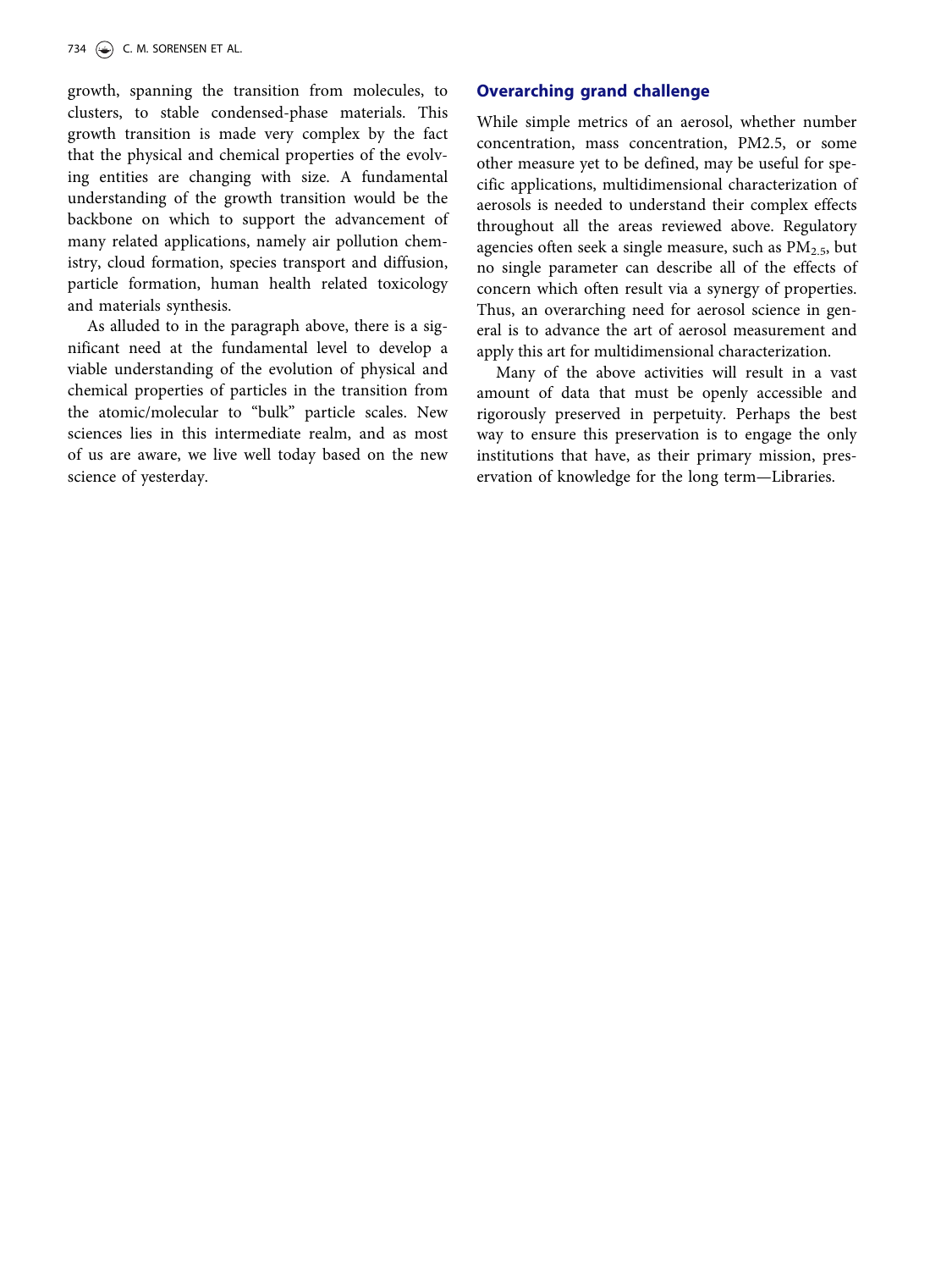growth, spanning the transition from molecules, to clusters, to stable condensed-phase materials. This growth transition is made very complex by the fact that the physical and chemical properties of the evolving entities are changing with size. A fundamental understanding of the growth transition would be the backbone on which to support the advancement of many related applications, namely air pollution chemistry, cloud formation, species transport and diffusion, particle formation, human health related toxicology and materials synthesis.

As alluded to in the paragraph above, there is a significant need at the fundamental level to develop a viable understanding of the evolution of physical and chemical properties of particles in the transition from the atomic/molecular to "bulk" particle scales. New sciences lies in this intermediate realm, and as most of us are aware, we live well today based on the new science of yesterday.

## Overarching grand challenge

While simple metrics of an aerosol, whether number concentration, mass concentration, PM2.5, or some other measure yet to be defined, may be useful for specific applications, multidimensional characterization of aerosols is needed to understand their complex effects throughout all the areas reviewed above. Regulatory agencies often seek a single measure, such as $PM_{2.5}$, but no single parameter can describe all of the effects of concern which often result via a synergy of properties. Thus, an overarching need for aerosol science in general is to advance the art of aerosol measurement and apply this art for multidimensional characterization.

Many of the above activities will result in a vast amount of data that must be openly accessible and rigorously preserved in perpetuity. Perhaps the best way to ensure this preservation is to engage the only institutions that have, as their primary mission, preservation of knowledge for the long term—Libraries.